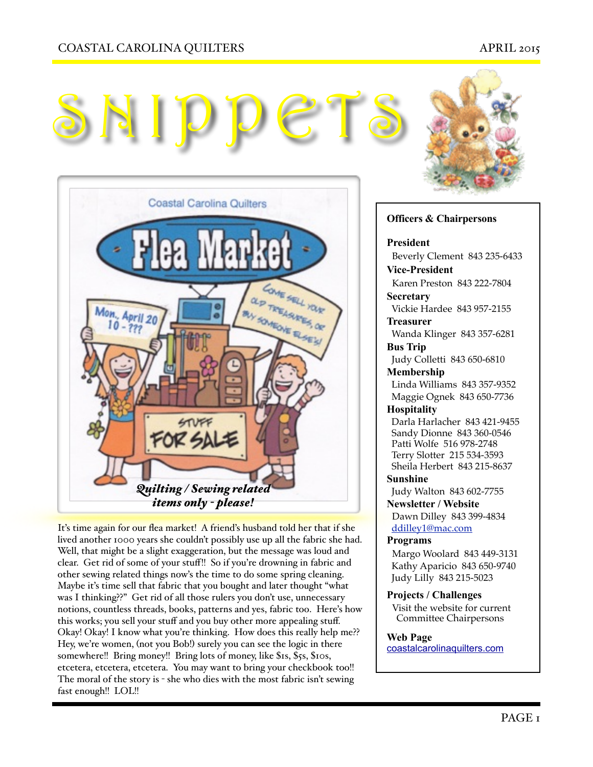# SNIPPETS

Coastal Carolina Quilters

**Flea Market**

Mon., April 20
10 - ???

COME SELL YOUR OLD TREASURES, OR BUY SOMEONE ELSE'S!

STUFF FOR SALE

***Quilting / Sewing related items only - please!***

It's time again for our flea market! A friend's husband told her that if she lived another 1000 years she couldn't possibly use up all the fabric she had. Well, that might be a slight exaggeration, but the message was loud and clear. Get rid of some of your stuff!! So if you're drowning in fabric and other sewing related things now's the time to do some spring cleaning. Maybe it's time sell that fabric that you bought and later thought "what was I thinking??" Get rid of all those rulers you don't use, unnecessary notions, countless threads, books, patterns and yes, fabric too. Here's how this works; you sell your stuff and you buy other more appealing stuff. Okay! Okay! I know what you're thinking. How does this really help me?? Hey, we're women, (not you Bob!) surely you can see the logic in there somewhere!! Bring money!! Bring lots of money, like $1s, $5s, $10s, etcetera, etcetera, etcetera. You may want to bring your checkbook too!! The moral of the story is - she who dies with the most fabric isn't sewing fast enough!! LOL!!

## Officers & Chairpersons

**President**
Beverly Clement 843 235-6433

**Vice-President**
Karen Preston 843 222-7804

**Secretary**
Vickie Hardee 843 957-2155

**Treasurer**
Wanda Klinger 843 357-6281

**Bus Trip**
Judy Colletti 843 650-6810

**Membership**
Linda Williams 843 357-9352
Maggie Ognek 843 650-7736

**Hospitality**
Darla Harlacher 843 421-9455
Sandy Dionne 843 360-0546
Patti Wolfe 516 978-2748
Terry Slotter 215 534-3593
Sheila Herbert 843 215-8637

**Sunshine**
Judy Walton 843 602-7755

**Newsletter / Website**
Dawn Dilley 843 399-4834
ddilley1@mac.com

**Programs**
Margo Woolard 843 449-3131
Kathy Aparicio 843 650-9740
Judy Lilly 843 215-5023

**Projects / Challenges**
Visit the website for current Committee Chairpersons

**Web Page**
coastalcarolinaquilters.com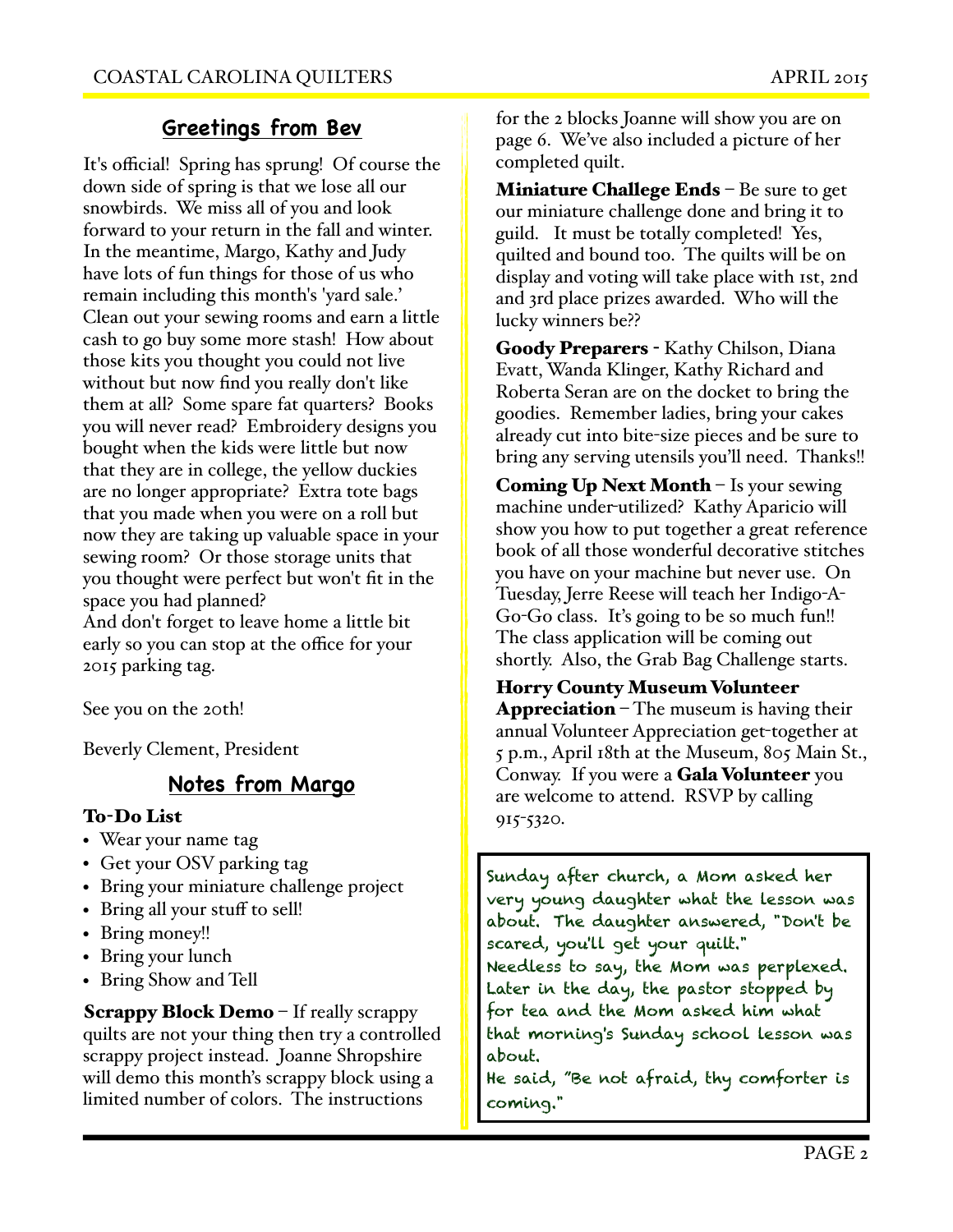## Greetings from Bev

It's official! Spring has sprung! Of course the down side of spring is that we lose all our snowbirds. We miss all of you and look forward to your return in the fall and winter. In the meantime, Margo, Kathy and Judy have lots of fun things for those of us who remain including this month's 'yard sale.' Clean out your sewing rooms and earn a little cash to go buy some more stash! How about those kits you thought you could not live without but now find you really don't like them at all? Some spare fat quarters? Books you will never read? Embroidery designs you bought when the kids were little but now that they are in college, the yellow duckies are no longer appropriate? Extra tote bags that you made when you were on a roll but now they are taking up valuable space in your sewing room? Or those storage units that you thought were perfect but won't fit in the space you had planned?
And don't forget to leave home a little bit early so you can stop at the office for your 2015 parking tag.

See you on the 20th!

Beverly Clement, President

## Notes from Margo

**To-Do List**

- Wear your name tag
- Get your OSV parking tag
- Bring your miniature challenge project
- Bring all your stuff to sell!
- Bring money!!
- Bring your lunch
- Bring Show and Tell

**Scrappy Block Demo** – If really scrappy quilts are not your thing then try a controlled scrappy project instead. Joanne Shropshire will demo this month's scrappy block using a limited number of colors. The instructions for the 2 blocks Joanne will show you are on page 6. We've also included a picture of her completed quilt.

**Miniature Challege Ends** – Be sure to get our miniature challenge done and bring it to guild. It must be totally completed! Yes, quilted and bound too. The quilts will be on display and voting will take place with 1st, 2nd and 3rd place prizes awarded. Who will the lucky winners be??

**Goody Preparers** - Kathy Chilson, Diana Evatt, Wanda Klinger, Kathy Richard and Roberta Seran are on the docket to bring the goodies. Remember ladies, bring your cakes already cut into bite-size pieces and be sure to bring any serving utensils you'll need. Thanks!!

**Coming Up Next Month** – Is your sewing machine under-utilized? Kathy Aparicio will show you how to put together a great reference book of all those wonderful decorative stitches you have on your machine but never use. On Tuesday, Jerre Reese will teach her Indigo-A-Go-Go class. It's going to be so much fun!! The class application will be coming out shortly. Also, the Grab Bag Challenge starts.

**Horry County Museum Volunteer Appreciation** – The museum is having their annual Volunteer Appreciation get-together at 5 p.m., April 18th at the Museum, 805 Main St., Conway. If you were a **Gala Volunteer** you are welcome to attend. RSVP by calling 915-5320.

Sunday after church, a Mom asked her very young daughter what the lesson was about. The daughter answered, "Don't be scared, you'll get your quilt."
Needless to say, the Mom was perplexed. Later in the day, the pastor stopped by for tea and the Mom asked him what that morning's Sunday school lesson was about.
He said, "Be not afraid, thy comforter is coming."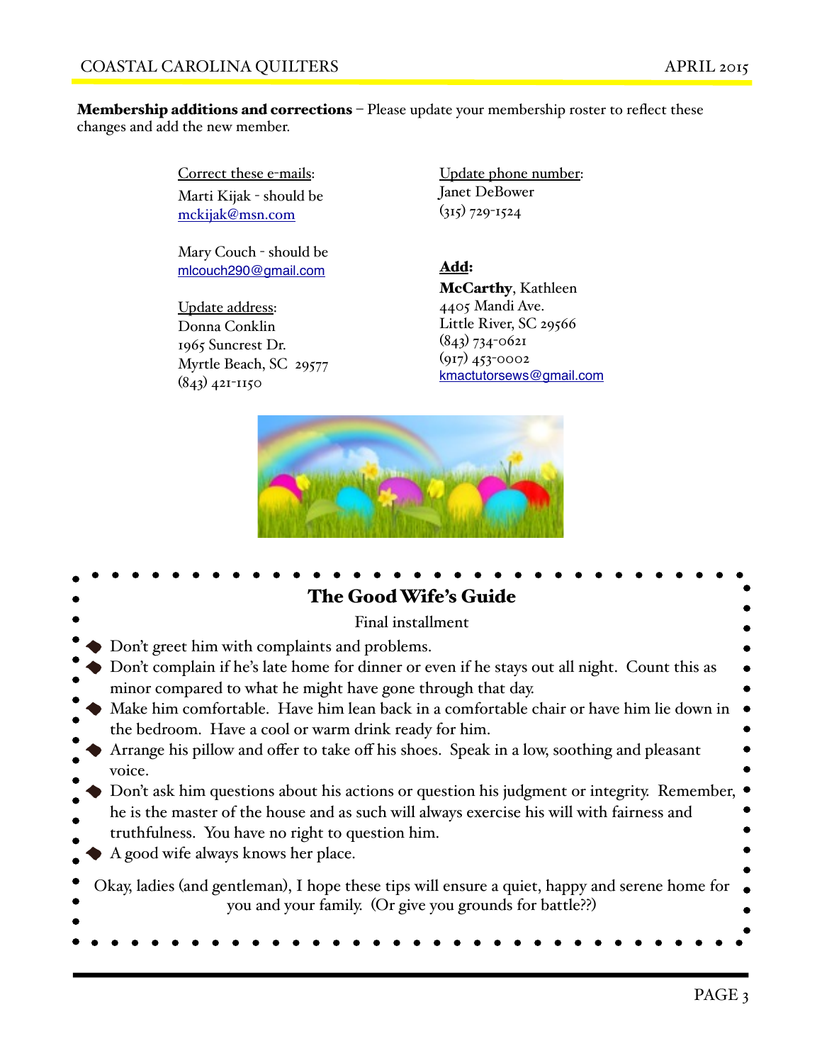**Membership additions and corrections** – Please update your membership roster to reflect these changes and add the new member.

Correct these e-mails:

Marti Kijak - should be mckijak@msn.com

Mary Couch - should be mlcouch290@gmail.com

Update address:

Donna Conklin
1965 Suncrest Dr.
Myrtle Beach, SC 29577
(843) 421-1150

Update phone number:

Janet DeBower
(315) 729-1524

**Add:**

**McCarthy**, Kathleen
4405 Mandi Ave.
Little River, SC 29566
(843) 734-0621
(917) 453-0002
kmactutorsews@gmail.com

## The Good Wife's Guide

Final installment

- Don't greet him with complaints and problems.
- Don't complain if he's late home for dinner or even if he stays out all night. Count this as minor compared to what he might have gone through that day.
- Make him comfortable. Have him lean back in a comfortable chair or have him lie down in the bedroom. Have a cool or warm drink ready for him.
- Arrange his pillow and offer to take off his shoes. Speak in a low, soothing and pleasant voice.
- Don't ask him questions about his actions or question his judgment or integrity. Remember, he is the master of the house and as such will always exercise his will with fairness and truthfulness. You have no right to question him.
- A good wife always knows her place.

Okay, ladies (and gentleman), I hope these tips will ensure a quiet, happy and serene home for you and your family. (Or give you grounds for battle??)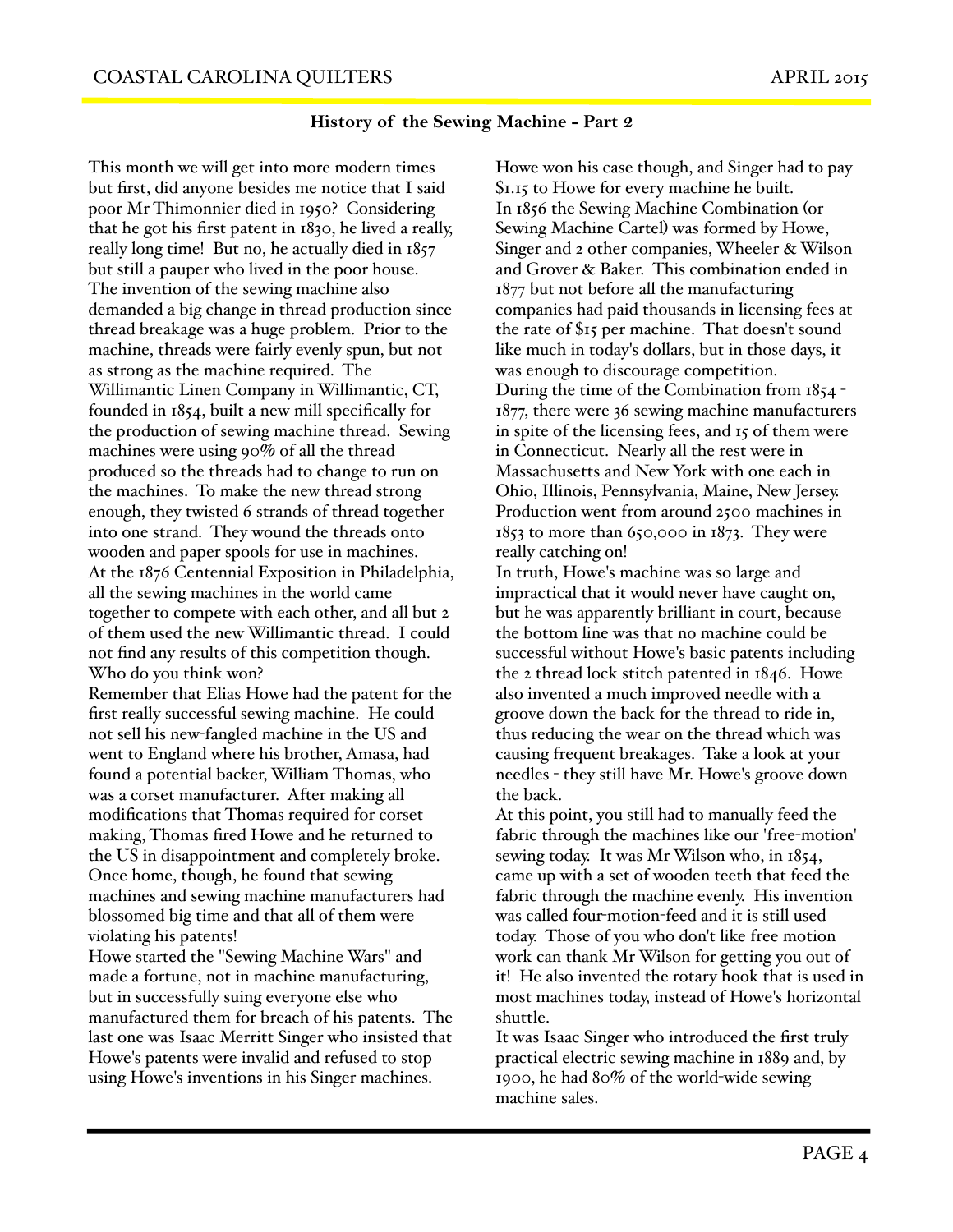## History of the Sewing Machine - Part 2

This month we will get into more modern times but first, did anyone besides me notice that I said poor Mr Thimonnier died in 1950? Considering that he got his first patent in 1830, he lived a really, really long time! But no, he actually died in 1857 but still a pauper who lived in the poor house.

The invention of the sewing machine also demanded a big change in thread production since thread breakage was a huge problem. Prior to the machine, threads were fairly evenly spun, but not as strong as the machine required. The Willimantic Linen Company in Willimantic, CT, founded in 1854, built a new mill specifically for the production of sewing machine thread. Sewing machines were using 90% of all the thread produced so the threads had to change to run on the machines. To make the new thread strong enough, they twisted 6 strands of thread together into one strand. They wound the threads onto wooden and paper spools for use in machines.

At the 1876 Centennial Exposition in Philadelphia, all the sewing machines in the world came together to compete with each other, and all but 2 of them used the new Willimantic thread. I could not find any results of this competition though. Who do you think won?

Remember that Elias Howe had the patent for the first really successful sewing machine. He could not sell his new-fangled machine in the US and went to England where his brother, Amasa, had found a potential backer, William Thomas, who was a corset manufacturer. After making all modifications that Thomas required for corset making, Thomas fired Howe and he returned to the US in disappointment and completely broke. Once home, though, he found that sewing machines and sewing machine manufacturers had blossomed big time and that all of them were violating his patents!

Howe started the "Sewing Machine Wars" and made a fortune, not in machine manufacturing, but in successfully suing everyone else who manufactured them for breach of his patents. The last one was Isaac Merritt Singer who insisted that Howe's patents were invalid and refused to stop using Howe's inventions in his Singer machines. Howe won his case though, and Singer had to pay $1.15 to Howe for every machine he built.

In 1856 the Sewing Machine Combination (or Sewing Machine Cartel) was formed by Howe, Singer and 2 other companies, Wheeler & Wilson and Grover & Baker. This combination ended in 1877 but not before all the manufacturing companies had paid thousands in licensing fees at the rate of $15 per machine. That doesn't sound like much in today's dollars, but in those days, it was enough to discourage competition.

During the time of the Combination from 1854 - 1877, there were 36 sewing machine manufacturers in spite of the licensing fees, and 15 of them were in Connecticut. Nearly all the rest were in Massachusetts and New York with one each in Ohio, Illinois, Pennsylvania, Maine, New Jersey. Production went from around 2500 machines in 1853 to more than 650,000 in 1873. They were really catching on!

In truth, Howe's machine was so large and impractical that it would never have caught on, but he was apparently brilliant in court, because the bottom line was that no machine could be successful without Howe's basic patents including the 2 thread lock stitch patented in 1846. Howe also invented a much improved needle with a groove down the back for the thread to ride in, thus reducing the wear on the thread which was causing frequent breakages. Take a look at your needles - they still have Mr. Howe's groove down the back.

At this point, you still had to manually feed the fabric through the machines like our 'free-motion' sewing today. It was Mr Wilson who, in 1854, came up with a set of wooden teeth that feed the fabric through the machine evenly. His invention was called four-motion-feed and it is still used today. Those of you who don't like free motion work can thank Mr Wilson for getting you out of it! He also invented the rotary hook that is used in most machines today, instead of Howe's horizontal shuttle.

It was Isaac Singer who introduced the first truly practical electric sewing machine in 1889 and, by 1900, he had 80% of the world-wide sewing machine sales.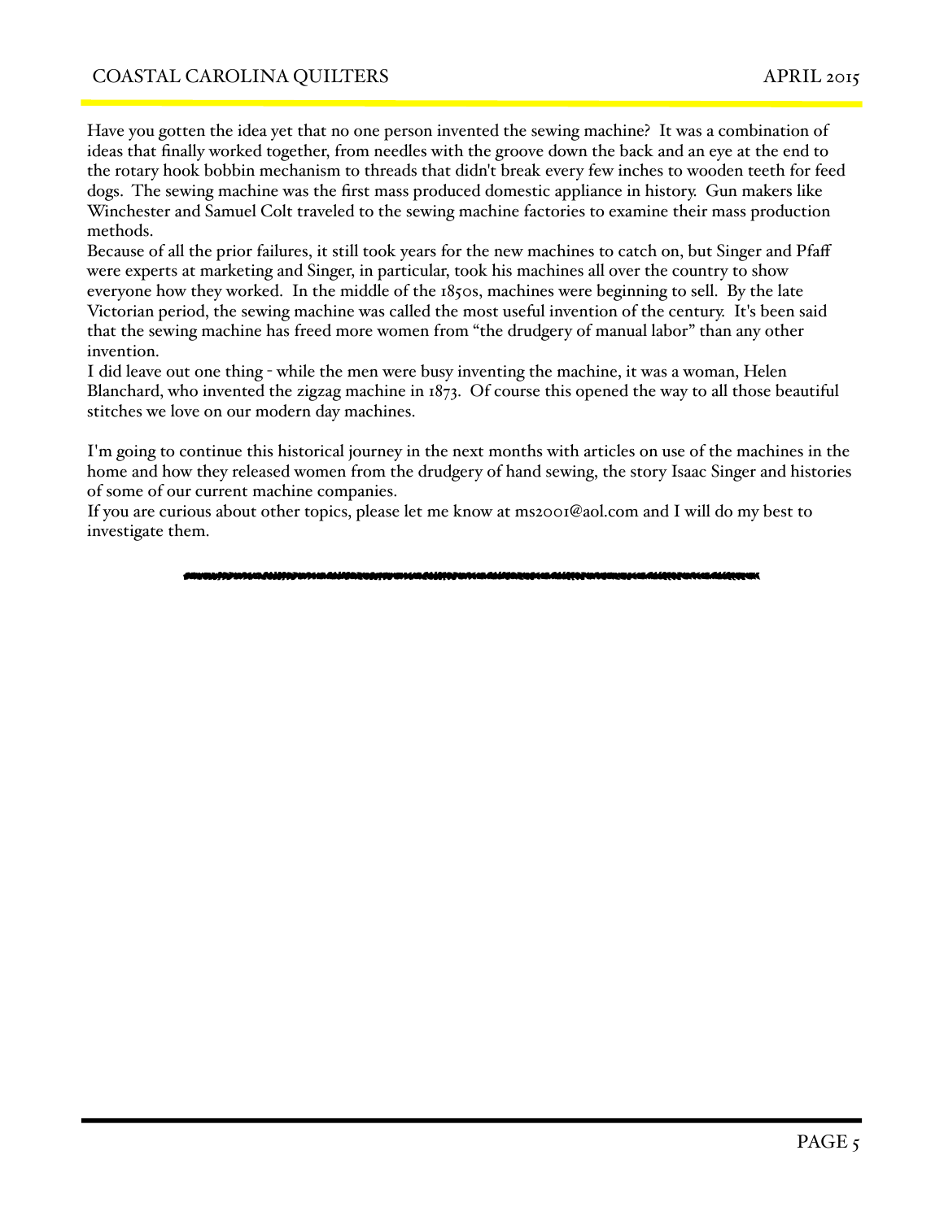Have you gotten the idea yet that no one person invented the sewing machine? It was a combination of ideas that finally worked together, from needles with the groove down the back and an eye at the end to the rotary hook bobbin mechanism to threads that didn't break every few inches to wooden teeth for feed dogs. The sewing machine was the first mass produced domestic appliance in history. Gun makers like Winchester and Samuel Colt traveled to the sewing machine factories to examine their mass production methods.

Because of all the prior failures, it still took years for the new machines to catch on, but Singer and Pfaff were experts at marketing and Singer, in particular, took his machines all over the country to show everyone how they worked. In the middle of the 1850s, machines were beginning to sell. By the late Victorian period, the sewing machine was called the most useful invention of the century. It's been said that the sewing machine has freed more women from "the drudgery of manual labor" than any other invention.

I did leave out one thing - while the men were busy inventing the machine, it was a woman, Helen Blanchard, who invented the zigzag machine in 1873. Of course this opened the way to all those beautiful stitches we love on our modern day machines.

I'm going to continue this historical journey in the next months with articles on use of the machines in the home and how they released women from the drudgery of hand sewing, the story Isaac Singer and histories of some of our current machine companies.

If you are curious about other topics, please let me know at ms2001@aol.com and I will do my best to investigate them.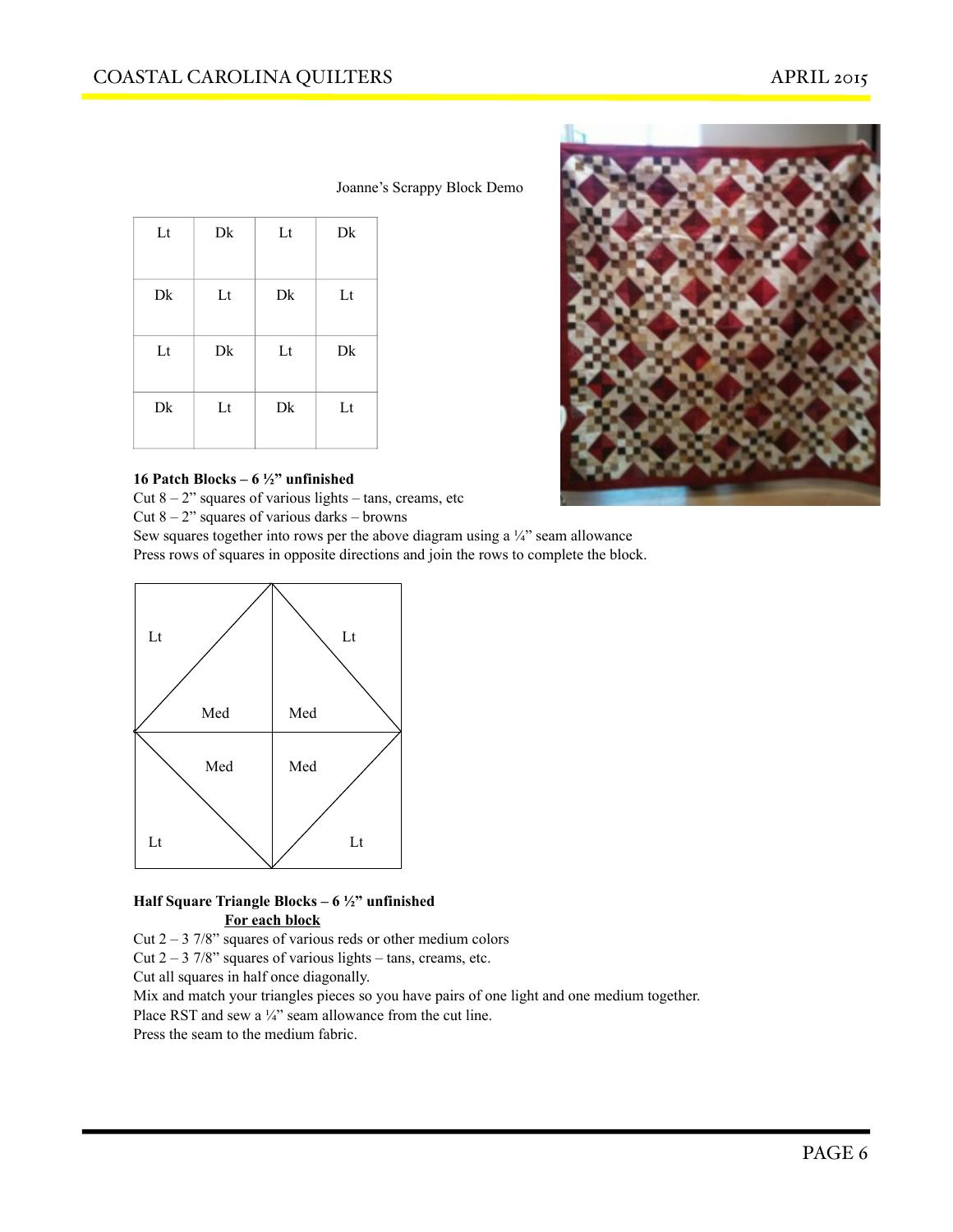Joanne's Scrappy Block Demo

| | | | |
|---|---|---|---|
| Lt | Dk | Lt | Dk |
| Dk | Lt | Dk | Lt |
| Lt | Dk | Lt | Dk |
| Dk | Lt | Dk | Lt |

**16 Patch Blocks – 6 ½" unfinished**

Cut 8 – 2" squares of various lights – tans, creams, etc

Cut 8 – 2" squares of various darks – browns

Sew squares together into rows per the above diagram using a ¼" seam allowance

Press rows of squares in opposite directions and join the rows to complete the block.

Lt

Lt

Med

Med

Med

Med

Lt

Lt

**Half Square Triangle Blocks – 6 ½" unfinished**

**<u>For each block</u>**

Cut 2 – 3 7/8" squares of various reds or other medium colors

Cut 2 – 3 7/8" squares of various lights – tans, creams, etc.

Cut all squares in half once diagonally.

Mix and match your triangles pieces so you have pairs of one light and one medium together.

Place RST and sew a ¼" seam allowance from the cut line.

Press the seam to the medium fabric.